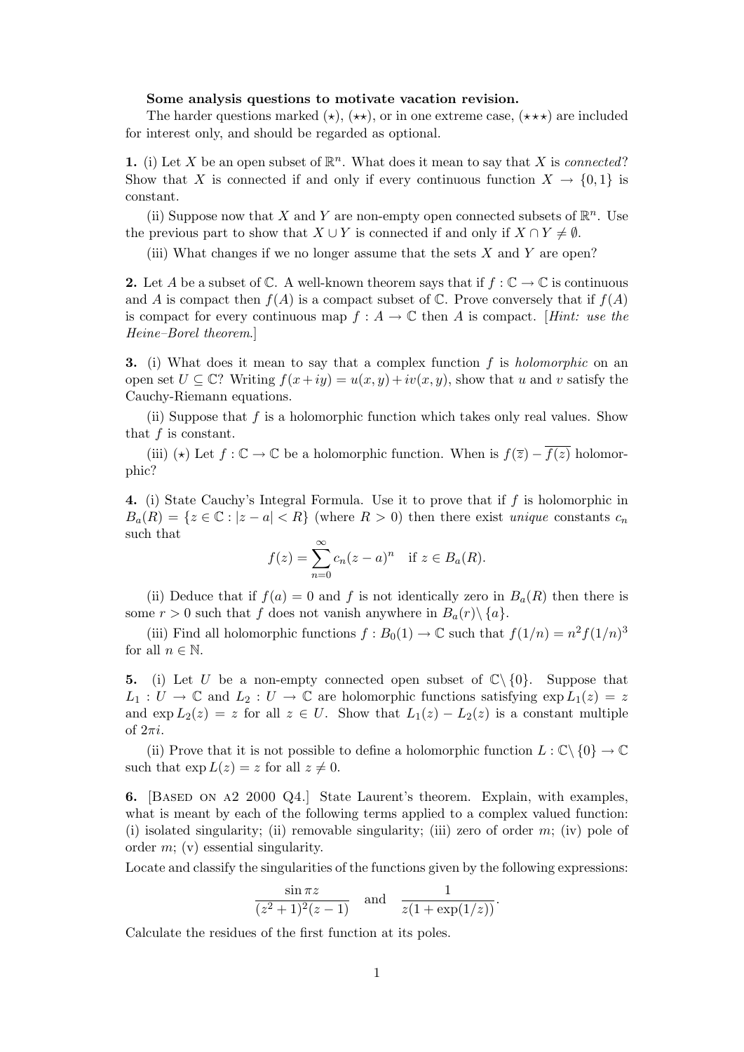**Some analysis questions to motivate vacation revision.**

The harder questions marked $(\star)$, $(\star\star)$, or in one extreme case, $(\star\star\star)$ are included for interest only, and should be regarded as optional.

**1.** (i) Let $X$ be an open subset of $\mathbb{R}^n$. What does it mean to say that $X$ is *connected*? Show that $X$ is connected if and only if every continuous function $X \to \{0,1\}$ is constant.

(ii) Suppose now that $X$ and $Y$ are non-empty open connected subsets of $\mathbb{R}^n$. Use the previous part to show that $X \cup Y$ is connected if and only if $X \cap Y \neq \emptyset$.

(iii) What changes if we no longer assume that the sets $X$ and $Y$ are open?

**2.** Let $A$ be a subset of $\mathbb{C}$. A well-known theorem says that if $f : \mathbb{C} \to \mathbb{C}$ is continuous and $A$ is compact then $f(A)$ is a compact subset of $\mathbb{C}$. Prove conversely that if $f(A)$ is compact for every continuous map $f : A \to \mathbb{C}$ then $A$ is compact. [*Hint: use the Heine–Borel theorem.*]

**3.** (i) What does it mean to say that a complex function $f$ is *holomorphic* on an open set $U \subseteq \mathbb{C}$? Writing $f(x+iy) = u(x,y) + iv(x,y)$, show that $u$ and $v$ satisfy the Cauchy-Riemann equations.

(ii) Suppose that $f$ is a holomorphic function which takes only real values. Show that $f$ is constant.

(iii) $(\star)$ Let $f : \mathbb{C} \to \mathbb{C}$ be a holomorphic function. When is $f(\overline{z}) - \overline{f(z)}$ holomorphic?

**4.** (i) State Cauchy's Integral Formula. Use it to prove that if $f$ is holomorphic in $B_a(R) = \{z \in \mathbb{C} : |z-a| < R\}$ (where $R > 0$) then there exist *unique* constants $c_n$ such that

$$f(z) = \sum_{n=0}^{\infty} c_n (z-a)^n \quad \text{if } z \in B_a(R).$$

(ii) Deduce that if $f(a) = 0$ and $f$ is not identically zero in $B_a(R)$ then there is some $r > 0$ such that $f$ does not vanish anywhere in $B_a(r) \setminus \{a\}$.

(iii) Find all holomorphic functions $f : B_0(1) \to \mathbb{C}$ such that $f(1/n) = n^2 f(1/n)^3$ for all $n \in \mathbb{N}$.

**5.** (i) Let $U$ be a non-empty connected open subset of $\mathbb{C} \setminus \{0\}$. Suppose that $L_1 : U \to \mathbb{C}$ and $L_2 : U \to \mathbb{C}$ are holomorphic functions satisfying $\exp L_1(z) = z$ and $\exp L_2(z) = z$ for all $z \in U$. Show that $L_1(z) - L_2(z)$ is a constant multiple of $2\pi i$.

(ii) Prove that it is not possible to define a holomorphic function $L : \mathbb{C} \setminus \{0\} \to \mathbb{C}$ such that $\exp L(z) = z$ for all $z \neq 0$.

**6.** [Based on a2 2000 Q4.] State Laurent's theorem. Explain, with examples, what is meant by each of the following terms applied to a complex valued function: (i) isolated singularity; (ii) removable singularity; (iii) zero of order $m$; (iv) pole of order $m$; (v) essential singularity.

Locate and classify the singularities of the functions given by the following expressions:

$$\frac{\sin \pi z}{(z^2+1)^2(z-1)} \quad \text{and} \quad \frac{1}{z(1+\exp(1/z))}.$$

Calculate the residues of the first function at its poles.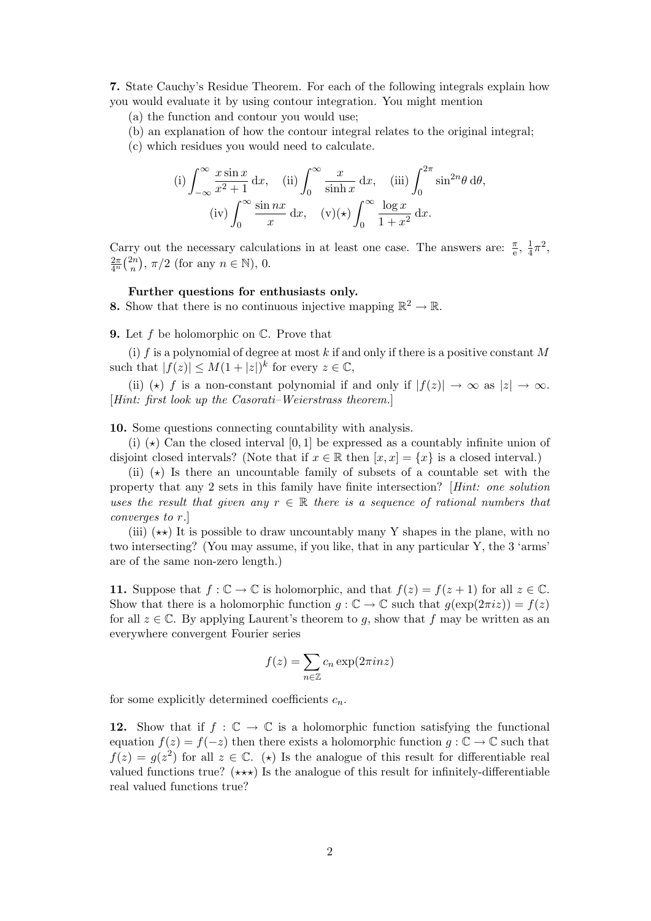**7.** State Cauchy's Residue Theorem. For each of the following integrals explain how you would evaluate it by using contour integration. You might mention

(a) the function and contour you would use;

(b) an explanation of how the contour integral relates to the original integral;

(c) which residues you would need to calculate.

$$\text{(i)} \int_{-\infty}^{\infty} \frac{x \sin x}{x^2+1}\,\mathrm{d}x, \quad \text{(ii)} \int_{0}^{\infty} \frac{x}{\sinh x}\,\mathrm{d}x, \quad \text{(iii)} \int_{0}^{2\pi} \sin^{2n}\theta\,\mathrm{d}\theta,$$

$$\text{(iv)} \int_{0}^{\infty} \frac{\sin nx}{x}\,\mathrm{d}x, \quad \text{(v)}(\star) \int_{0}^{\infty} \frac{\log x}{1+x^2}\,\mathrm{d}x.$$

Carry out the necessary calculations in at least one case. The answers are: $\frac{\pi}{\mathrm{e}}$, $\frac{1}{4}\pi^2$, $\frac{2\pi}{4^n}\binom{2n}{n}$, $\pi/2$ (for any $n \in \mathbb{N}$), 0.

**Further questions for enthusiasts only.**

**8.** Show that there is no continuous injective mapping $\mathbb{R}^2 \to \mathbb{R}$.

**9.** Let $f$ be holomorphic on $\mathbb{C}$. Prove that

(i) $f$ is a polynomial of degree at most $k$ if and only if there is a positive constant $M$ such that $|f(z)| \leq M(1+|z|)^k$ for every $z \in \mathbb{C}$,

(ii) ($\star$) $f$ is a non-constant polynomial if and only if $|f(z)| \to \infty$ as $|z| \to \infty$. [*Hint: first look up the Casorati–Weierstrass theorem.*]

**10.** Some questions connecting countability with analysis.

(i) ($\star$) Can the closed interval $[0,1]$ be expressed as a countably infinite union of disjoint closed intervals? (Note that if $x \in \mathbb{R}$ then $[x,x] = \{x\}$ is a closed interval.)

(ii) ($\star$) Is there an uncountable family of subsets of a countable set with the property that any 2 sets in this family have finite intersection? [*Hint: one solution uses the result that given any $r \in \mathbb{R}$ there is a sequence of rational numbers that converges to $r$.*]

(iii) ($\star\star$) It is possible to draw uncountably many Y shapes in the plane, with no two intersecting? (You may assume, if you like, that in any particular Y, the 3 'arms' are of the same non-zero length.)

**11.** Suppose that $f : \mathbb{C} \to \mathbb{C}$ is holomorphic, and that $f(z) = f(z+1)$ for all $z \in \mathbb{C}$. Show that there is a holomorphic function $g : \mathbb{C} \to \mathbb{C}$ such that $g(\exp(2\pi i z)) = f(z)$ for all $z \in \mathbb{C}$. By applying Laurent's theorem to $g$, show that $f$ may be written as an everywhere convergent Fourier series

$$f(z) = \sum_{n \in \mathbb{Z}} c_n \exp(2\pi i n z)$$

for some explicitly determined coefficients $c_n$.

**12.** Show that if $f : \mathbb{C} \to \mathbb{C}$ is a holomorphic function satisfying the functional equation $f(z) = f(-z)$ then there exists a holomorphic function $g : \mathbb{C} \to \mathbb{C}$ such that $f(z) = g(z^2)$ for all $z \in \mathbb{C}$. ($\star$) Is the analogue of this result for differentiable real valued functions true? ($\star\star\star$) Is the analogue of this result for infinitely-differentiable real valued functions true?